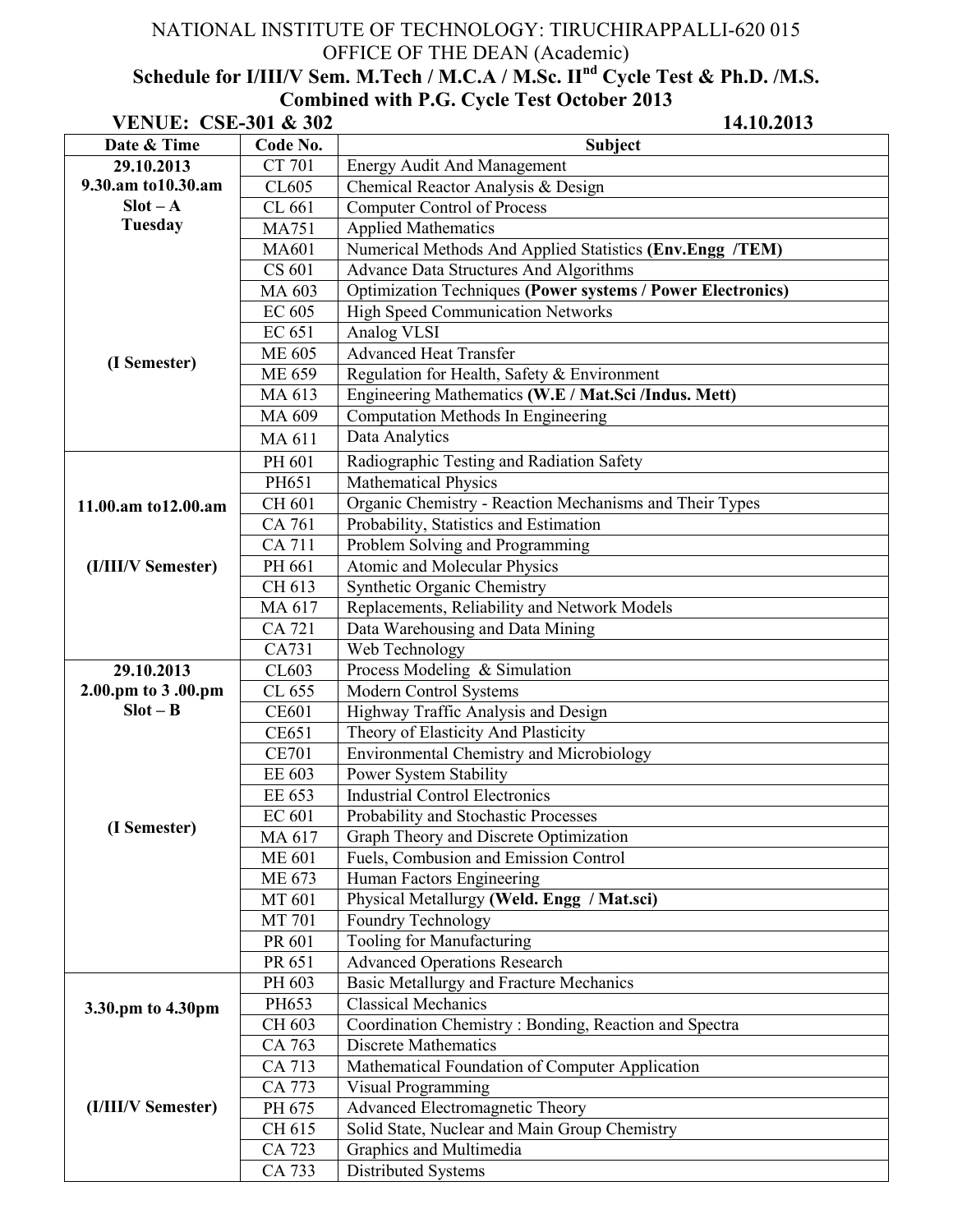NATIONAL INSTITUTE OF TECHNOLOGY: TIRUCHIRAPPALLI-620 015

OFFICE OF THE DEAN (Academic)

**Schedule for I/III/V Sem. M.Tech / M.C.A / M.Sc. II[nd] Cycle Test & Ph.D. /M.S. Combined with P.G. Cycle Test October 2013**

**VENUE: CSE-301 & 302** **14.10.2013**

| Date & Time | Code No. | Subject |
|---|---|---|
| **29.10.2013 9.30.am to10.30.am Slot – A Tuesday (I Semester)** | CT 701 | Energy Audit And Management |
| | CL605 | Chemical Reactor Analysis & Design |
| | CL 661 | Computer Control of Process |
| | MA751 | Applied Mathematics |
| | MA601 | Numerical Methods And Applied Statistics **(Env.Engg /TEM)** |
| | CS 601 | Advance Data Structures And Algorithms |
| | MA 603 | Optimization Techniques **(Power systems / Power Electronics)** |
| | EC 605 | High Speed Communication Networks |
| | EC 651 | Analog VLSI |
| | ME 605 | Advanced Heat Transfer |
| | ME 659 | Regulation for Health, Safety & Environment |
| | MA 613 | Engineering Mathematics **(W.E / Mat.Sci /Indus. Mett)** |
| | MA 609 | Computation Methods In Engineering |
| | MA 611 | Data Analytics |
| **11.00.am to12.00.am (I/III/V Semester)** | PH 601 | Radiographic Testing and Radiation Safety |
| | PH651 | Mathematical Physics |
| | CH 601 | Organic Chemistry - Reaction Mechanisms and Their Types |
| | CA 761 | Probability, Statistics and Estimation |
| | CA 711 | Problem Solving and Programming |
| | PH 661 | Atomic and Molecular Physics |
| | CH 613 | Synthetic Organic Chemistry |
| | MA 617 | Replacements, Reliability and Network Models |
| | CA 721 | Data Warehousing and Data Mining |
| | CA731 | Web Technology |
| **29.10.2013 2.00.pm to 3 .00.pm Slot – B (I Semester)** | CL603 | Process Modeling & Simulation |
| | CL 655 | Modern Control Systems |
| | CE601 | Highway Traffic Analysis and Design |
| | CE651 | Theory of Elasticity And Plasticity |
| | CE701 | Environmental Chemistry and Microbiology |
| | EE 603 | Power System Stability |
| | EE 653 | Industrial Control Electronics |
| | EC 601 | Probability and Stochastic Processes |
| | MA 617 | Graph Theory and Discrete Optimization |
| | ME 601 | Fuels, Combusion and Emission Control |
| | ME 673 | Human Factors Engineering |
| | MT 601 | Physical Metallurgy **(Weld. Engg / Mat.sci)** |
| | MT 701 | Foundry Technology |
| | PR 601 | Tooling for Manufacturing |
| | PR 651 | Advanced Operations Research |
| **3.30.pm to 4.30pm (I/III/V Semester)** | PH 603 | Basic Metallurgy and Fracture Mechanics |
| | PH653 | Classical Mechanics |
| | CH 603 | Coordination Chemistry : Bonding, Reaction and Spectra |
| | CA 763 | Discrete Mathematics |
| | CA 713 | Mathematical Foundation of Computer Application |
| | CA 773 | Visual Programming |
| | PH 675 | Advanced Electromagnetic Theory |
| | CH 615 | Solid State, Nuclear and Main Group Chemistry |
| | CA 723 | Graphics and Multimedia |
| | CA 733 | Distributed Systems |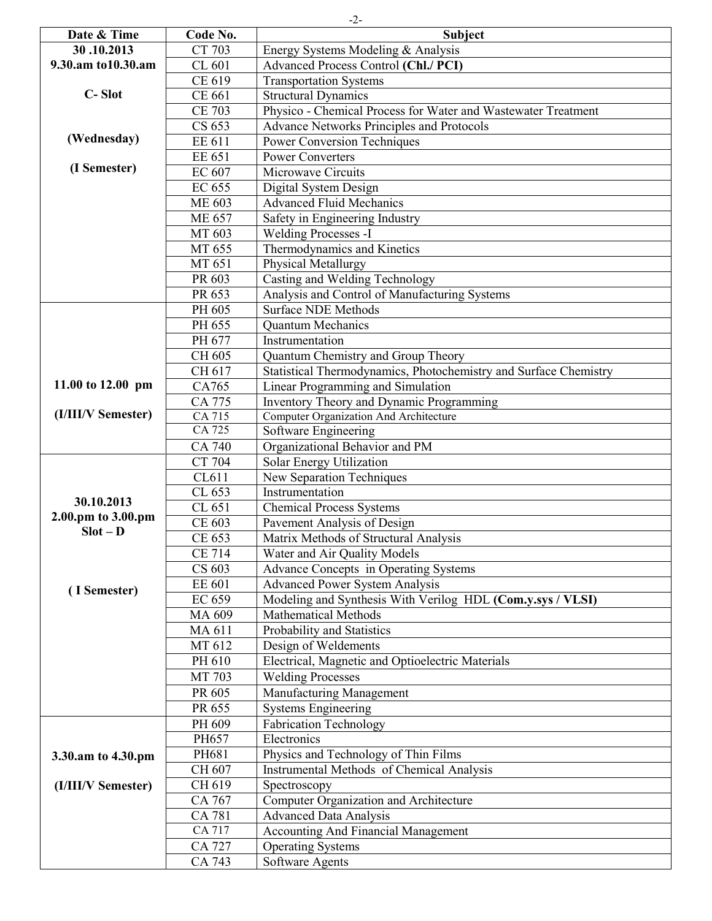| Date & Time | Code No. | Subject |
|---|---|---|
| **30 .10.2013 9.30.am to10.30.am C- Slot (Wednesday) (I Semester)** | CT 703 | Energy Systems Modeling & Analysis |
| | CL 601 | Advanced Process Control **(Chl./ PCI)** |
| | CE 619 | Transportation Systems |
| | CE 661 | Structural Dynamics |
| | CE 703 | Physico - Chemical Process for Water and Wastewater Treatment |
| | CS 653 | Advance Networks Principles and Protocols |
| | EE 611 | Power Conversion Techniques |
| | EE 651 | Power Converters |
| | EC 607 | Microwave Circuits |
| | EC 655 | Digital System Design |
| | ME 603 | Advanced Fluid Mechanics |
| | ME 657 | Safety in Engineering Industry |
| | MT 603 | Welding Processes -I |
| | MT 655 | Thermodynamics and Kinetics |
| | MT 651 | Physical Metallurgy |
| | PR 603 | Casting and Welding Technology |
| | PR 653 | Analysis and Control of Manufacturing Systems |
| **11.00 to 12.00 pm (I/III/V Semester)** | PH 605 | Surface NDE Methods |
| | PH 655 | Quantum Mechanics |
| | PH 677 | Instrumentation |
| | CH 605 | Quantum Chemistry and Group Theory |
| | CH 617 | Statistical Thermodynamics, Photochemistry and Surface Chemistry |
| | CA765 | Linear Programming and Simulation |
| | CA 775 | Inventory Theory and Dynamic Programming |
| | CA 715 | Computer Organization And Architecture |
| | CA 725 | Software Engineering |
| | CA 740 | Organizational Behavior and PM |
| **30.10.2013 2.00.pm to 3.00.pm Slot – D ( I Semester)** | CT 704 | Solar Energy Utilization |
| | CL611 | New Separation Techniques |
| | CL 653 | Instrumentation |
| | CL 651 | Chemical Process Systems |
| | CE 603 | Pavement Analysis of Design |
| | CE 653 | Matrix Methods of Structural Analysis |
| | CE 714 | Water and Air Quality Models |
| | CS 603 | Advance Concepts in Operating Systems |
| | EE 601 | Advanced Power System Analysis |
| | EC 659 | Modeling and Synthesis With Verilog HDL **(Com.y.sys / VLSI)** |
| | MA 609 | Mathematical Methods |
| | MA 611 | Probability and Statistics |
| | MT 612 | Design of Weldements |
| | PH 610 | Electrical, Magnetic and Optioelectric Materials |
| | MT 703 | Welding Processes |
| | PR 605 | Manufacturing Management |
| | PR 655 | Systems Engineering |
| **3.30.am to 4.30.pm (I/III/V Semester)** | PH 609 | Fabrication Technology |
| | PH657 | Electronics |
| | PH681 | Physics and Technology of Thin Films |
| | CH 607 | Instrumental Methods of Chemical Analysis |
| | CH 619 | Spectroscopy |
| | CA 767 | Computer Organization and Architecture |
| | CA 781 | Advanced Data Analysis |
| | CA 717 | Accounting And Financial Management |
| | CA 727 | Operating Systems |
| | CA 743 | Software Agents |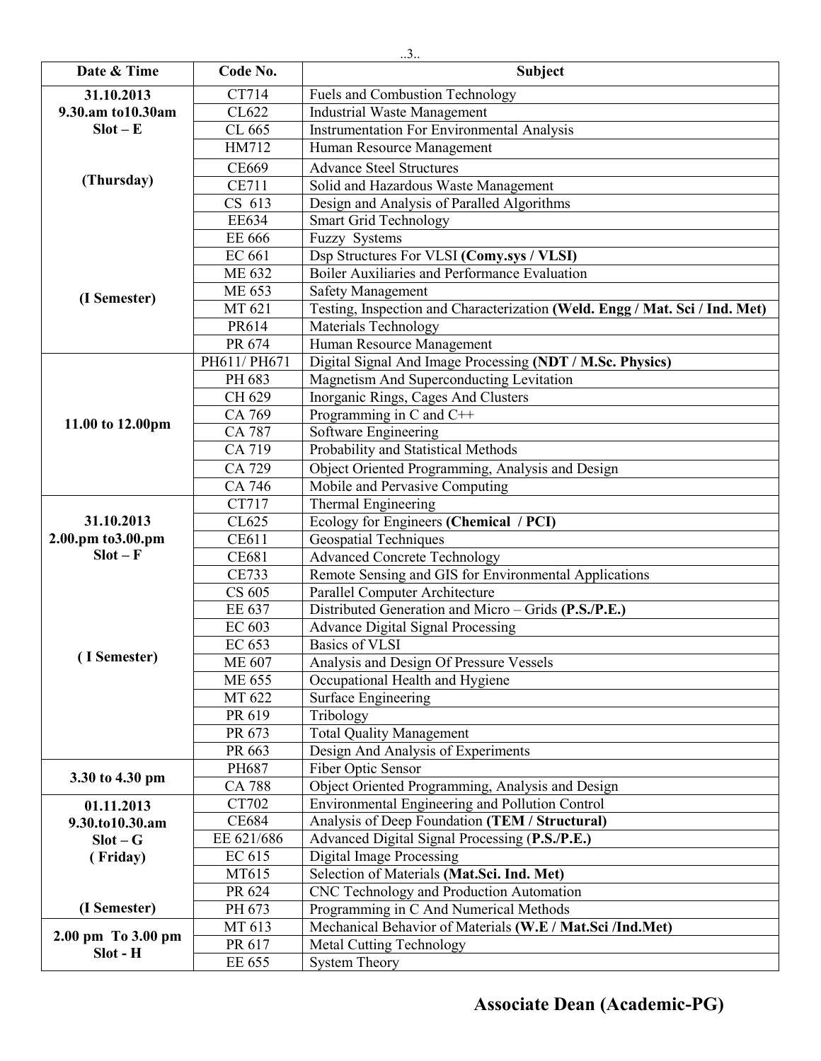| Date & Time | Code No. | Subject |
|---|---|---|
| **31.10.2013 9.30.am to10.30am Slot – E (Thursday) (I Semester)** | CT714 | Fuels and Combustion Technology |
| | CL622 | Industrial Waste Management |
| | CL 665 | Instrumentation For Environmental Analysis |
| | HM712 | Human Resource Management |
| | CE669 | Advance Steel Structures |
| | CE711 | Solid and Hazardous Waste Management |
| | CS 613 | Design and Analysis of Paralled Algorithms |
| | EE634 | Smart Grid Technology |
| | EE 666 | Fuzzy Systems |
| | EC 661 | Dsp Structures For VLSI **(Comy.sys / VLSI)** |
| | ME 632 | Boiler Auxiliaries and Performance Evaluation |
| | ME 653 | Safety Management |
| | MT 621 | Testing, Inspection and Characterization **(Weld. Engg / Mat. Sci / Ind. Met)** |
| | PR614 | Materials Technology |
| | PR 674 | Human Resource Management |
| **11.00 to 12.00pm** | PH611/ PH671 | Digital Signal And Image Processing **(NDT / M.Sc. Physics)** |
| | PH 683 | Magnetism And Superconducting Levitation |
| | CH 629 | Inorganic Rings, Cages And Clusters |
| | CA 769 | Programming in C and C++ |
| | CA 787 | Software Engineering |
| | CA 719 | Probability and Statistical Methods |
| | CA 729 | Object Oriented Programming, Analysis and Design |
| | CA 746 | Mobile and Pervasive Computing |
| **31.10.2013 2.00.pm to3.00.pm Slot – F ( I Semester)** | CT717 | Thermal Engineering |
| | CL625 | Ecology for Engineers **(Chemical / PCI)** |
| | CE611 | Geospatial Techniques |
| | CE681 | Advanced Concrete Technology |
| | CE733 | Remote Sensing and GIS for Environmental Applications |
| | CS 605 | Parallel Computer Architecture |
| | EE 637 | Distributed Generation and Micro – Grids **(P.S./P.E.)** |
| | EC 603 | Advance Digital Signal Processing |
| | EC 653 | Basics of VLSI |
| | ME 607 | Analysis and Design Of Pressure Vessels |
| | ME 655 | Occupational Health and Hygiene |
| | MT 622 | Surface Engineering |
| | PR 619 | Tribology |
| | PR 673 | Total Quality Management |
| | PR 663 | Design And Analysis of Experiments |
| **3.30 to 4.30 pm** | PH687 | Fiber Optic Sensor |
| | CA 788 | Object Oriented Programming, Analysis and Design |
| **01.11.2013 9.30.to10.30.am Slot – G ( Friday) (I Semester)** | CT702 | Environmental Engineering and Pollution Control |
| | CE684 | Analysis of Deep Foundation **(TEM / Structural)** |
| | EE 621/686 | Advanced Digital Signal Processing (**P.S./P.E.)** |
| | EC 615 | Digital Image Processing |
| | MT615 | Selection of Materials **(Mat.Sci. Ind. Met)** |
| | PR 624 | CNC Technology and Production Automation |
| | PH 673 | Programming in C And Numerical Methods |
| **2.00 pm To 3.00 pm Slot - H** | MT 613 | Mechanical Behavior of Materials **(W.E / Mat.Sci /Ind.Met)** |
| | PR 617 | Metal Cutting Technology |
| | EE 655 | System Theory |

**Associate Dean (Academic-PG)**